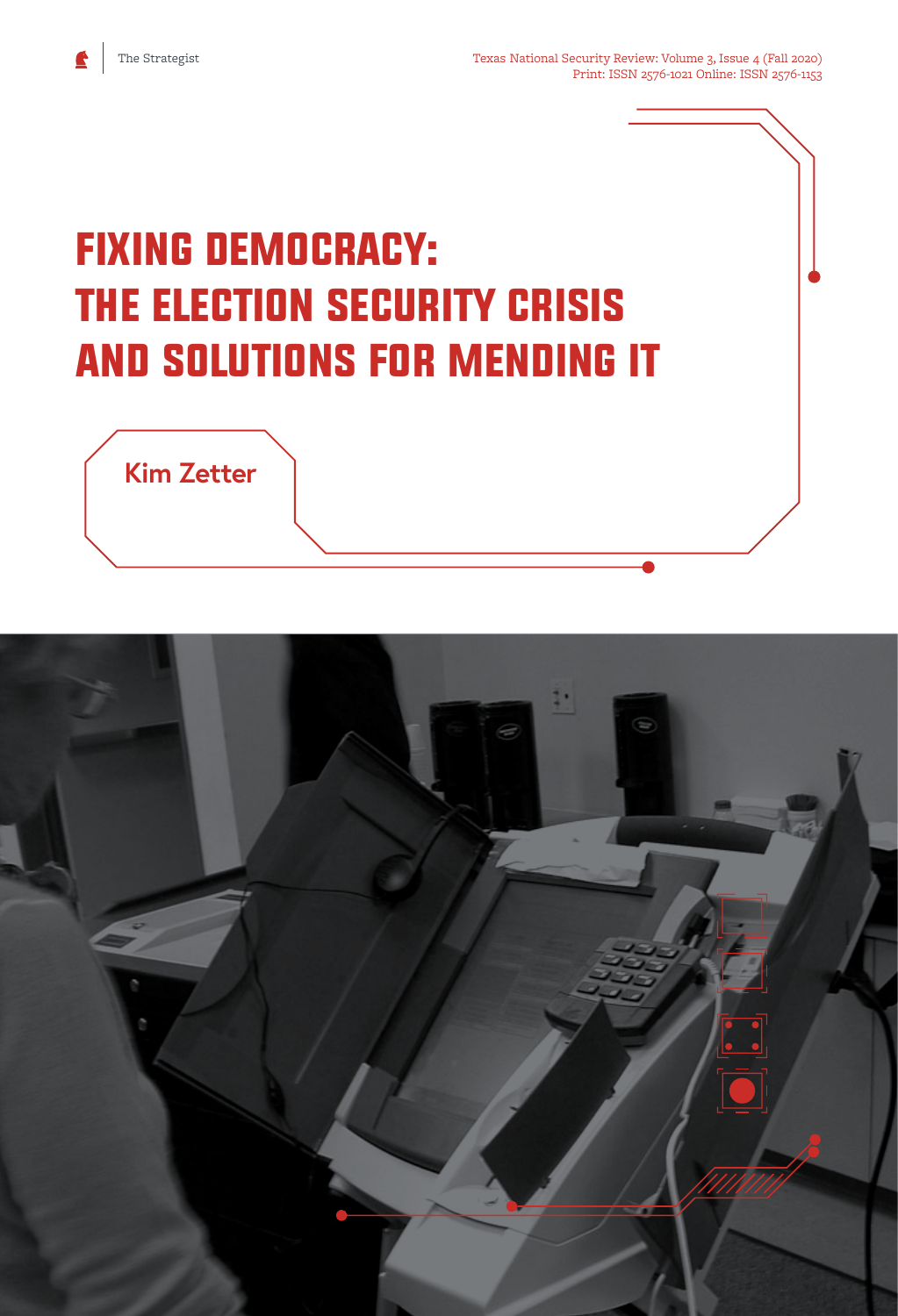# FIXING DEMOCRACY: THE ELECTION SECURITY CRISIS AND SOLUTIONS FOR MENDING IT

Kim Zetter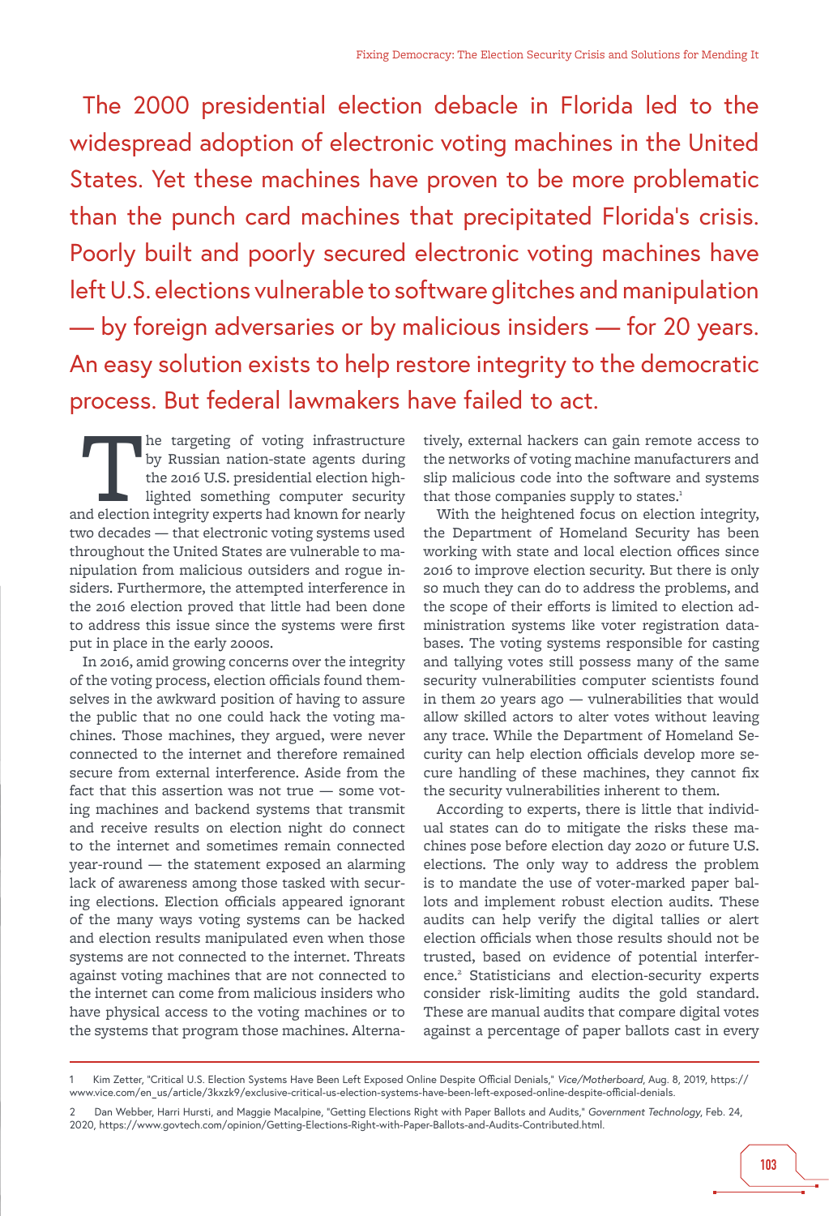The 2000 presidential election debacle in Florida led to the widespread adoption of electronic voting machines in the United States. Yet these machines have proven to be more problematic than the punch card machines that precipitated Florida's crisis. Poorly built and poorly secured electronic voting machines have left U.S. elections vulnerable to software glitches and manipulation — by foreign adversaries or by malicious insiders — for 20 years. An easy solution exists to help restore integrity to the democratic process. But federal lawmakers have failed to act.

The targeting of voting infrastructure by Russian nation-state agents during the 2016 U.S. presidential election highlighted something computer security and election integrity experts had known for nearly two decades — that electronic voting systems used throughout the United States are vulnerable to manipulation from malicious outsiders and rogue insiders. Furthermore, the attempted interference in the 2016 election proved that little had been done to address this issue since the systems were first put in place in the early 2000s.

In 2016, amid growing concerns over the integrity of the voting process, election officials found themselves in the awkward position of having to assure the public that no one could hack the voting machines. Those machines, they argued, were never connected to the internet and therefore remained secure from external interference. Aside from the fact that this assertion was not true — some voting machines and backend systems that transmit and receive results on election night do connect to the internet and sometimes remain connected year-round — the statement exposed an alarming lack of awareness among those tasked with securing elections. Election officials appeared ignorant of the many ways voting systems can be hacked and election results manipulated even when those systems are not connected to the internet. Threats against voting machines that are not connected to the internet can come from malicious insiders who have physical access to the voting machines or to the systems that program those machines. Alternatively, external hackers can gain remote access to the networks of voting machine manufacturers and slip malicious code into the software and systems that those companies supply to states.[1]

With the heightened focus on election integrity, the Department of Homeland Security has been working with state and local election offices since 2016 to improve election security. But there is only so much they can do to address the problems, and the scope of their efforts is limited to election administration systems like voter registration databases. The voting systems responsible for casting and tallying votes still possess many of the same security vulnerabilities computer scientists found in them 20 years ago — vulnerabilities that would allow skilled actors to alter votes without leaving any trace. While the Department of Homeland Security can help election officials develop more secure handling of these machines, they cannot fix the security vulnerabilities inherent to them.

According to experts, there is little that individual states can do to mitigate the risks these machines pose before election day 2020 or future U.S. elections. The only way to address the problem is to mandate the use of voter-marked paper ballots and implement robust election audits. These audits can help verify the digital tallies or alert election officials when those results should not be trusted, based on evidence of potential interference.[2] Statisticians and election-security experts consider risk-limiting audits the gold standard. These are manual audits that compare digital votes against a percentage of paper ballots cast in every

---

1 Kim Zetter, "Critical U.S. Election Systems Have Been Left Exposed Online Despite Official Denials," *Vice/Motherboard*, Aug. 8, 2019, https://www.vice.com/en_us/article/3kxzk9/exclusive-critical-us-election-systems-have-been-left-exposed-online-despite-official-denials.

2 Dan Webber, Harri Hursti, and Maggie Macalpine, "Getting Elections Right with Paper Ballots and Audits," *Government Technology*, Feb. 24, 2020, https://www.govtech.com/opinion/Getting-Elections-Right-with-Paper-Ballots-and-Audits-Contributed.html.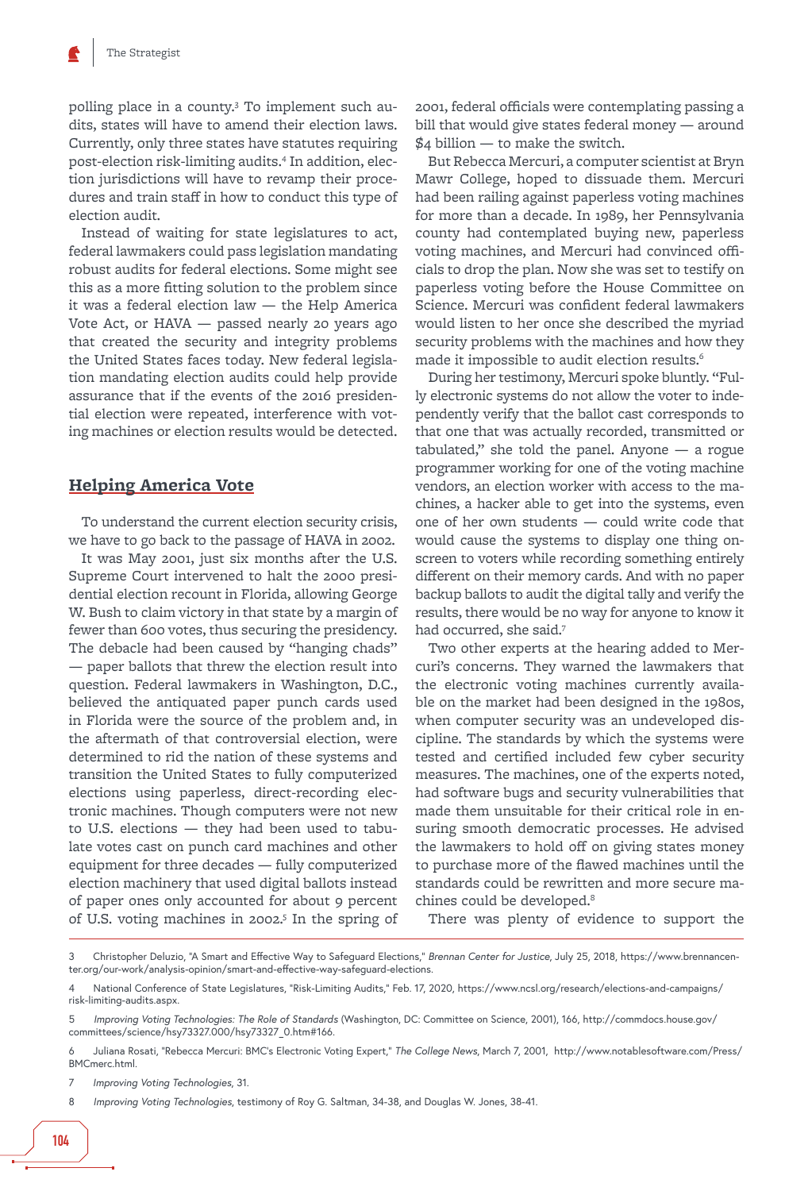polling place in a county.[3] To implement such audits, states will have to amend their election laws. Currently, only three states have statutes requiring post-election risk-limiting audits.[4] In addition, election jurisdictions will have to revamp their procedures and train staff in how to conduct this type of election audit.

Instead of waiting for state legislatures to act, federal lawmakers could pass legislation mandating robust audits for federal elections. Some might see this as a more fitting solution to the problem since it was a federal election law — the Help America Vote Act, or HAVA — passed nearly 20 years ago that created the security and integrity problems the United States faces today. New federal legislation mandating election audits could help provide assurance that if the events of the 2016 presidential election were repeated, interference with voting machines or election results would be detected.

## Helping America Vote

To understand the current election security crisis, we have to go back to the passage of HAVA in 2002.

It was May 2001, just six months after the U.S. Supreme Court intervened to halt the 2000 presidential election recount in Florida, allowing George W. Bush to claim victory in that state by a margin of fewer than 600 votes, thus securing the presidency. The debacle had been caused by "hanging chads" — paper ballots that threw the election result into question. Federal lawmakers in Washington, D.C., believed the antiquated paper punch cards used in Florida were the source of the problem and, in the aftermath of that controversial election, were determined to rid the nation of these systems and transition the United States to fully computerized elections using paperless, direct-recording electronic machines. Though computers were not new to U.S. elections — they had been used to tabulate votes cast on punch card machines and other equipment for three decades — fully computerized election machinery that used digital ballots instead of paper ones only accounted for about 9 percent of U.S. voting machines in 2002.[5] In the spring of 2001, federal officials were contemplating passing a bill that would give states federal money — around $4 billion — to make the switch.

But Rebecca Mercuri, a computer scientist at Bryn Mawr College, hoped to dissuade them. Mercuri had been railing against paperless voting machines for more than a decade. In 1989, her Pennsylvania county had contemplated buying new, paperless voting machines, and Mercuri had convinced officials to drop the plan. Now she was set to testify on paperless voting before the House Committee on Science. Mercuri was confident federal lawmakers would listen to her once she described the myriad security problems with the machines and how they made it impossible to audit election results.[6]

During her testimony, Mercuri spoke bluntly. "Fully electronic systems do not allow the voter to independently verify that the ballot cast corresponds to that one that was actually recorded, transmitted or tabulated," she told the panel. Anyone — a rogue programmer working for one of the voting machine vendors, an election worker with access to the machines, a hacker able to get into the systems, even one of her own students — could write code that would cause the systems to display one thing onscreen to voters while recording something entirely different on their memory cards. And with no paper backup ballots to audit the digital tally and verify the results, there would be no way for anyone to know it had occurred, she said.[7]

Two other experts at the hearing added to Mercuri's concerns. They warned the lawmakers that the electronic voting machines currently available on the market had been designed in the 1980s, when computer security was an undeveloped discipline. The standards by which the systems were tested and certified included few cyber security measures. The machines, one of the experts noted, had software bugs and security vulnerabilities that made them unsuitable for their critical role in ensuring smooth democratic processes. He advised the lawmakers to hold off on giving states money to purchase more of the flawed machines until the standards could be rewritten and more secure machines could be developed.[8]

There was plenty of evidence to support the

---

3 Christopher Deluzio, "A Smart and Effective Way to Safeguard Elections," *Brennan Center for Justice*, July 25, 2018, https://www.brennancenter.org/our-work/analysis-opinion/smart-and-effective-way-safeguard-elections.

4 National Conference of State Legislatures, "Risk-Limiting Audits," Feb. 17, 2020, https://www.ncsl.org/research/elections-and-campaigns/risk-limiting-audits.aspx.

5 *Improving Voting Technologies: The Role of Standards* (Washington, DC: Committee on Science, 2001), 166, http://commdocs.house.gov/committees/science/hsy73327.000/hsy73327_0.htm#166.

6 Juliana Rosati, "Rebecca Mercuri: BMC's Electronic Voting Expert," *The College News*, March 7, 2001, http://www.notablesoftware.com/Press/BMCmerc.html.

7 *Improving Voting Technologies*, 31.

8 *Improving Voting Technologies*, testimony of Roy G. Saltman, 34-38, and Douglas W. Jones, 38-41.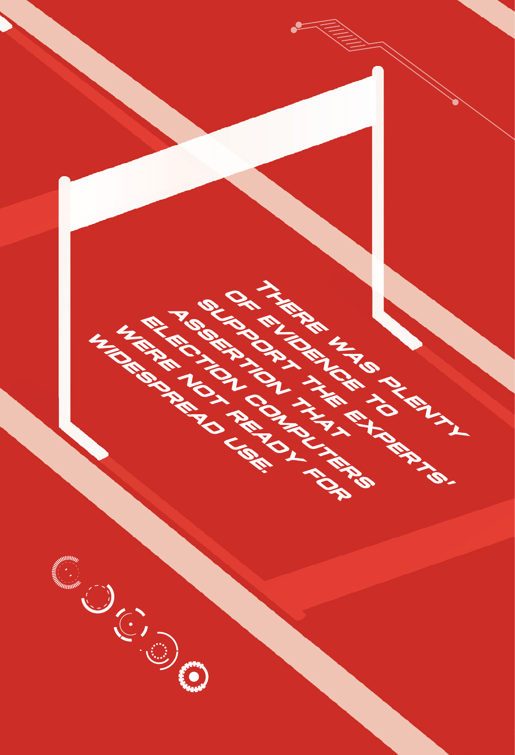THERE WAS PLENTY OF EVIDENCE TO SUPPORT THE EXPERTS' ASSERTION THAT ELECTION COMPUTERS WERE NOT READY FOR WIDESPREAD USE.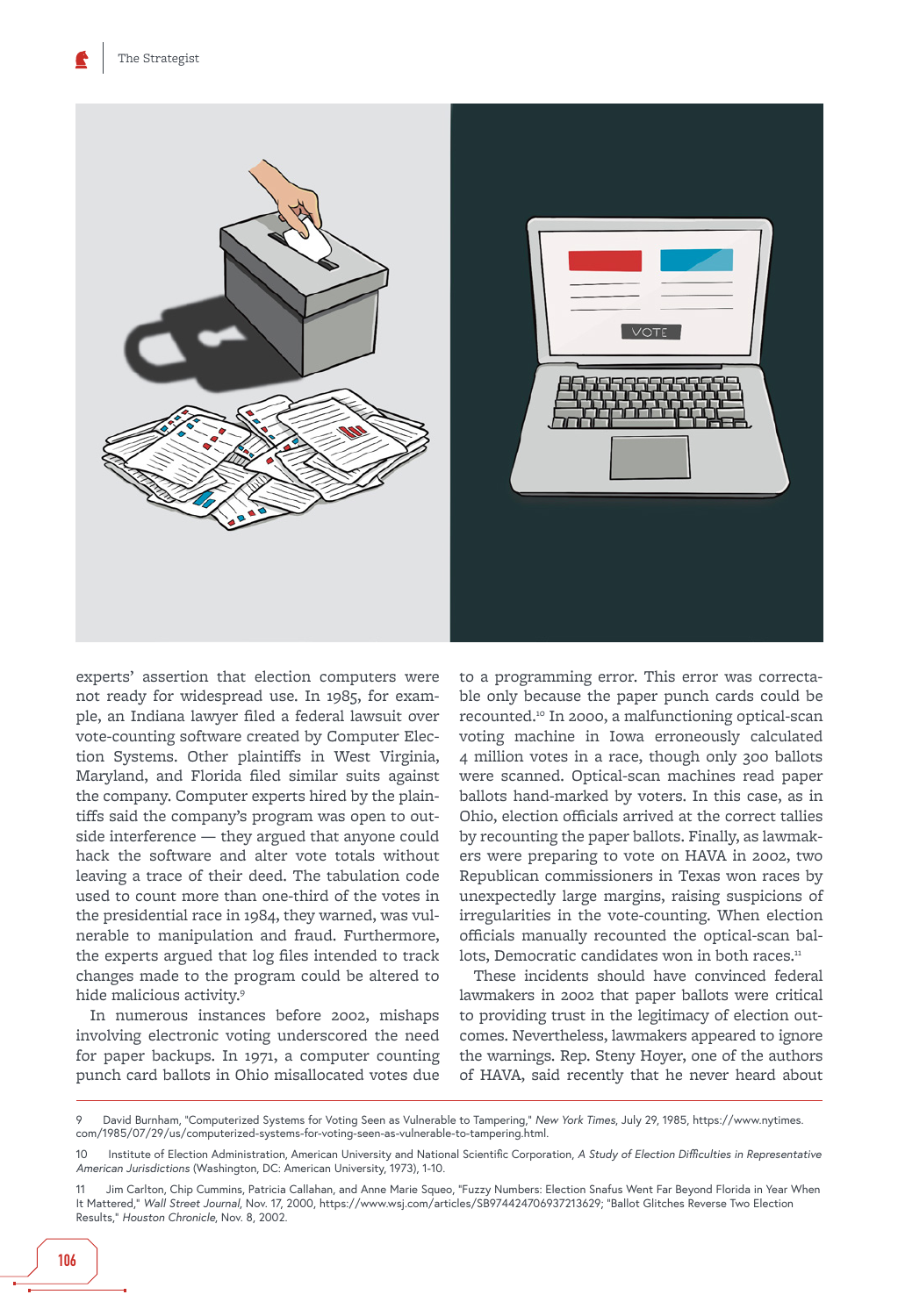experts' assertion that election computers were not ready for widespread use. In 1985, for example, an Indiana lawyer filed a federal lawsuit over vote-counting software created by Computer Election Systems. Other plaintiffs in West Virginia, Maryland, and Florida filed similar suits against the company. Computer experts hired by the plaintiffs said the company's program was open to outside interference — they argued that anyone could hack the software and alter vote totals without leaving a trace of their deed. The tabulation code used to count more than one-third of the votes in the presidential race in 1984, they warned, was vulnerable to manipulation and fraud. Furthermore, the experts argued that log files intended to track changes made to the program could be altered to hide malicious activity.[9]

In numerous instances before 2002, mishaps involving electronic voting underscored the need for paper backups. In 1971, a computer counting punch card ballots in Ohio misallocated votes due to a programming error. This error was correctable only because the paper punch cards could be recounted.[10] In 2000, a malfunctioning optical-scan voting machine in Iowa erroneously calculated 4 million votes in a race, though only 300 ballots were scanned. Optical-scan machines read paper ballots hand-marked by voters. In this case, as in Ohio, election officials arrived at the correct tallies by recounting the paper ballots. Finally, as lawmakers were preparing to vote on HAVA in 2002, two Republican commissioners in Texas won races by unexpectedly large margins, raising suspicions of irregularities in the vote-counting. When election officials manually recounted the optical-scan ballots, Democratic candidates won in both races.[11]

These incidents should have convinced federal lawmakers in 2002 that paper ballots were critical to providing trust in the legitimacy of election outcomes. Nevertheless, lawmakers appeared to ignore the warnings. Rep. Steny Hoyer, one of the authors of HAVA, said recently that he never heard about

---

9 David Burnham, "Computerized Systems for Voting Seen as Vulnerable to Tampering," *New York Times*, July 29, 1985, https://www.nytimes.com/1985/07/29/us/computerized-systems-for-voting-seen-as-vulnerable-to-tampering.html.

10 Institute of Election Administration, American University and National Scientific Corporation, *A Study of Election Difficulties in Representative American Jurisdictions* (Washington, DC: American University, 1973), 1-10.

11 Jim Carlton, Chip Cummins, Patricia Callahan, and Anne Marie Squeo, "Fuzzy Numbers: Election Snafus Went Far Beyond Florida in Year When It Mattered," *Wall Street Journal*, Nov. 17, 2000, https://www.wsj.com/articles/SB974424706937213629; "Ballot Glitches Reverse Two Election Results," *Houston Chronicle*, Nov. 8, 2002.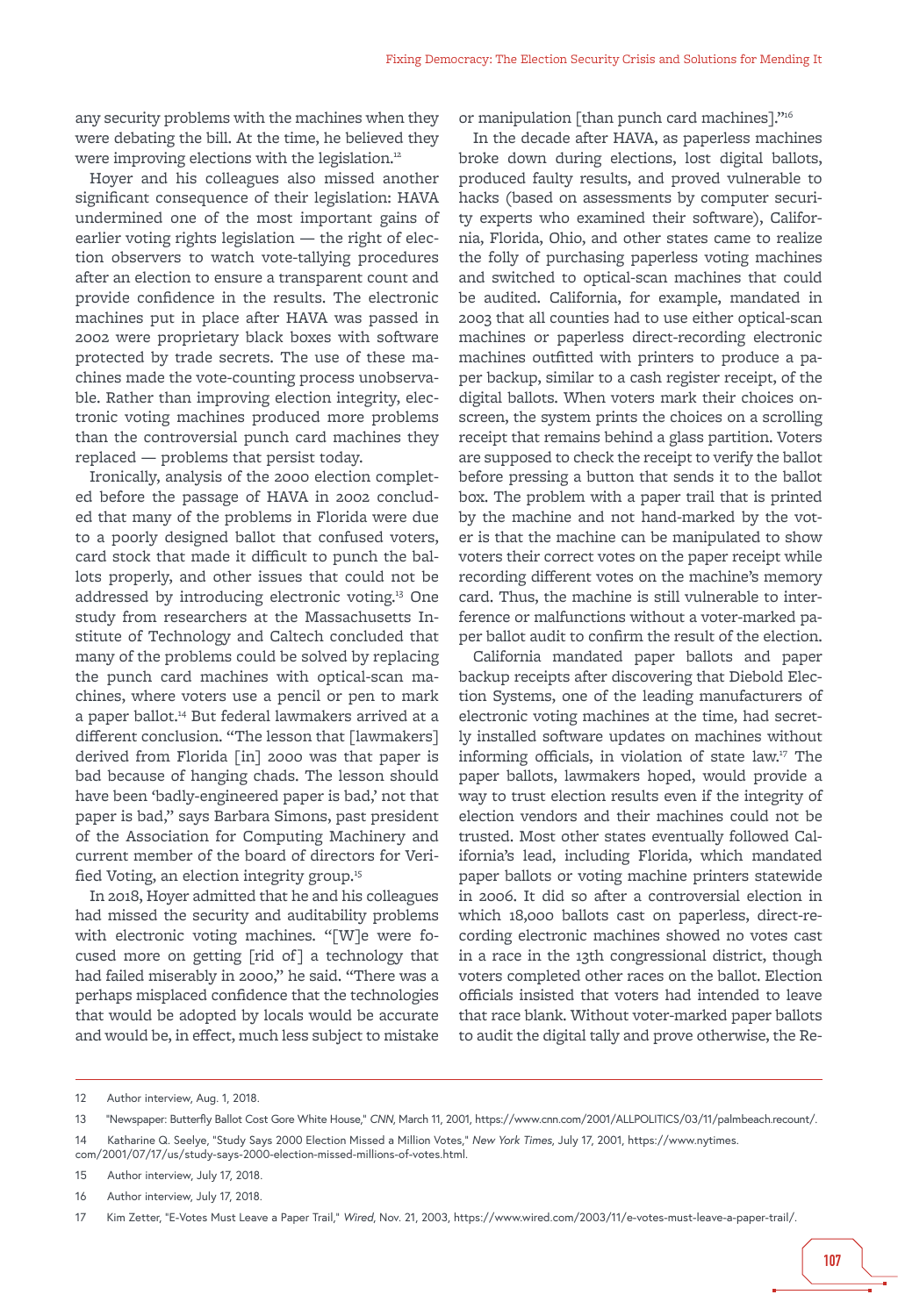any security problems with the machines when they were debating the bill. At the time, he believed they were improving elections with the legislation.[12]

Hoyer and his colleagues also missed another significant consequence of their legislation: HAVA undermined one of the most important gains of earlier voting rights legislation — the right of election observers to watch vote-tallying procedures after an election to ensure a transparent count and provide confidence in the results. The electronic machines put in place after HAVA was passed in 2002 were proprietary black boxes with software protected by trade secrets. The use of these machines made the vote-counting process unobservable. Rather than improving election integrity, electronic voting machines produced more problems than the controversial punch card machines they replaced — problems that persist today.

Ironically, analysis of the 2000 election completed before the passage of HAVA in 2002 concluded that many of the problems in Florida were due to a poorly designed ballot that confused voters, card stock that made it difficult to punch the ballots properly, and other issues that could not be addressed by introducing electronic voting.[13] One study from researchers at the Massachusetts Institute of Technology and Caltech concluded that many of the problems could be solved by replacing the punch card machines with optical-scan machines, where voters use a pencil or pen to mark a paper ballot.[14] But federal lawmakers arrived at a different conclusion. "The lesson that [lawmakers] derived from Florida [in] 2000 was that paper is bad because of hanging chads. The lesson should have been 'badly-engineered paper is bad,' not that paper is bad," says Barbara Simons, past president of the Association for Computing Machinery and current member of the board of directors for Verified Voting, an election integrity group.[15]

In 2018, Hoyer admitted that he and his colleagues had missed the security and auditability problems with electronic voting machines. "[W]e were focused more on getting [rid of] a technology that had failed miserably in 2000," he said. "There was a perhaps misplaced confidence that the technologies that would be adopted by locals would be accurate and would be, in effect, much less subject to mistake or manipulation [than punch card machines]."[16]

In the decade after HAVA, as paperless machines broke down during elections, lost digital ballots, produced faulty results, and proved vulnerable to hacks (based on assessments by computer security experts who examined their software), California, Florida, Ohio, and other states came to realize the folly of purchasing paperless voting machines and switched to optical-scan machines that could be audited. California, for example, mandated in 2003 that all counties had to use either optical-scan machines or paperless direct-recording electronic machines outfitted with printers to produce a paper backup, similar to a cash register receipt, of the digital ballots. When voters mark their choices onscreen, the system prints the choices on a scrolling receipt that remains behind a glass partition. Voters are supposed to check the receipt to verify the ballot before pressing a button that sends it to the ballot box. The problem with a paper trail that is printed by the machine and not hand-marked by the voter is that the machine can be manipulated to show voters their correct votes on the paper receipt while recording different votes on the machine's memory card. Thus, the machine is still vulnerable to interference or malfunctions without a voter-marked paper ballot audit to confirm the result of the election.

California mandated paper ballots and paper backup receipts after discovering that Diebold Election Systems, one of the leading manufacturers of electronic voting machines at the time, had secretly installed software updates on machines without informing officials, in violation of state law.[17] The paper ballots, lawmakers hoped, would provide a way to trust election results even if the integrity of election vendors and their machines could not be trusted. Most other states eventually followed California's lead, including Florida, which mandated paper ballots or voting machine printers statewide in 2006. It did so after a controversial election in which 18,000 ballots cast on paperless, direct-recording electronic machines showed no votes cast in a race in the 13th congressional district, though voters completed other races on the ballot. Election officials insisted that voters had intended to leave that race blank. Without voter-marked paper ballots to audit the digital tally and prove otherwise, the Re-

---

12 Author interview, Aug. 1, 2018.

13 "Newspaper: Butterfly Ballot Cost Gore White House," *CNN*, March 11, 2001, https://www.cnn.com/2001/ALLPOLITICS/03/11/palmbeach.recount/.

14 Katharine Q. Seelye, "Study Says 2000 Election Missed a Million Votes," *New York Times*, July 17, 2001, https://www.nytimes.com/2001/07/17/us/study-says-2000-election-missed-millions-of-votes.html.

15 Author interview, July 17, 2018.

16 Author interview, July 17, 2018.

17 Kim Zetter, "E-Votes Must Leave a Paper Trail," *Wired*, Nov. 21, 2003, https://www.wired.com/2003/11/e-votes-must-leave-a-paper-trail/.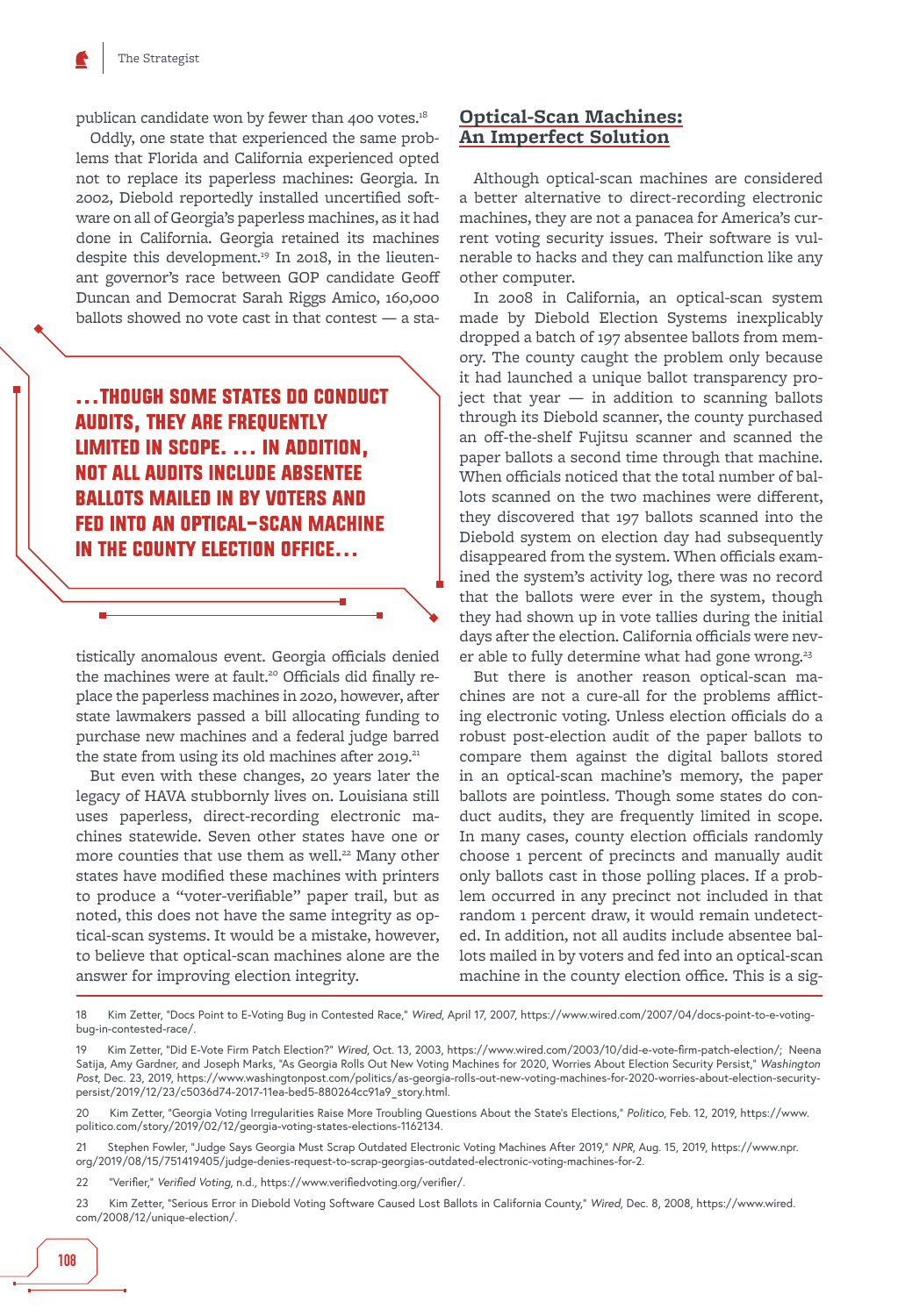publican candidate won by fewer than 400 votes.[18]

Oddly, one state that experienced the same problems that Florida and California experienced opted not to replace its paperless machines: Georgia. In 2002, Diebold reportedly installed uncertified software on all of Georgia's paperless machines, as it had done in California. Georgia retained its machines despite this development.[19] In 2018, in the lieutenant governor's race between GOP candidate Geoff Duncan and Democrat Sarah Riggs Amico, 160,000 ballots showed no vote cast in that contest — a statistically anomalous event. Georgia officials denied the machines were at fault.[20] Officials did finally replace the paperless machines in 2020, however, after state lawmakers passed a bill allocating funding to purchase new machines and a federal judge barred the state from using its old machines after 2019.[21]

> **...THOUGH SOME STATES DO CONDUCT AUDITS, THEY ARE FREQUENTLY LIMITED IN SCOPE. ... IN ADDITION, NOT ALL AUDITS INCLUDE ABSENTEE BALLOTS MAILED IN BY VOTERS AND FED INTO AN OPTICAL-SCAN MACHINE IN THE COUNTY ELECTION OFFICE...**

But even with these changes, 20 years later the legacy of HAVA stubbornly lives on. Louisiana still uses paperless, direct-recording electronic machines statewide. Seven other states have one or more counties that use them as well.[22] Many other states have modified these machines with printers to produce a "voter-verifiable" paper trail, but as noted, this does not have the same integrity as optical-scan systems. It would be a mistake, however, to believe that optical-scan machines alone are the answer for improving election integrity.

## Optical-Scan Machines: An Imperfect Solution

Although optical-scan machines are considered a better alternative to direct-recording electronic machines, they are not a panacea for America's current voting security issues. Their software is vulnerable to hacks and they can malfunction like any other computer.

In 2008 in California, an optical-scan system made by Diebold Election Systems inexplicably dropped a batch of 197 absentee ballots from memory. The county caught the problem only because it had launched a unique ballot transparency project that year — in addition to scanning ballots through its Diebold scanner, the county purchased an off-the-shelf Fujitsu scanner and scanned the paper ballots a second time through that machine. When officials noticed that the total number of ballots scanned on the two machines were different, they discovered that 197 ballots scanned into the Diebold system on election day had subsequently disappeared from the system. When officials examined the system's activity log, there was no record that the ballots were ever in the system, though they had shown up in vote tallies during the initial days after the election. California officials were never able to fully determine what had gone wrong.[23]

But there is another reason optical-scan machines are not a cure-all for the problems afflicting electronic voting. Unless election officials do a robust post-election audit of the paper ballots to compare them against the digital ballots stored in an optical-scan machine's memory, the paper ballots are pointless. Though some states do conduct audits, they are frequently limited in scope. In many cases, county election officials randomly choose 1 percent of precincts and manually audit only ballots cast in those polling places. If a problem occurred in any precinct not included in that random 1 percent draw, it would remain undetected. In addition, not all audits include absentee ballots mailed in by voters and fed into an optical-scan machine in the county election office. This is a sig-

---

18 Kim Zetter, "Docs Point to E-Voting Bug in Contested Race," *Wired*, April 17, 2007, https://www.wired.com/2007/04/docs-point-to-e-voting-bug-in-contested-race/.

19 Kim Zetter, "Did E-Vote Firm Patch Election?" *Wired*, Oct. 13, 2003, https://www.wired.com/2003/10/did-e-vote-firm-patch-election/; Neena Satija, Amy Gardner, and Joseph Marks, "As Georgia Rolls Out New Voting Machines for 2020, Worries About Election Security Persist," *Washington Post*, Dec. 23, 2019, https://www.washingtonpost.com/politics/as-georgia-rolls-out-new-voting-machines-for-2020-worries-about-election-security-persist/2019/12/23/c5036d74-2017-11ea-bed5-880264cc91a9_story.html.

20 Kim Zetter, "Georgia Voting Irregularities Raise More Troubling Questions About the State's Elections," *Politico*, Feb. 12, 2019, https://www.politico.com/story/2019/02/12/georgia-voting-states-elections-1162134.

21 Stephen Fowler, "Judge Says Georgia Must Scrap Outdated Electronic Voting Machines After 2019," *NPR*, Aug. 15, 2019, https://www.npr.org/2019/08/15/751419405/judge-denies-request-to-scrap-georgias-outdated-electronic-voting-machines-for-2.

22 "Verifier," *Verified Voting*, n.d., https://www.verifiedvoting.org/verifier/.

23 Kim Zetter, "Serious Error in Diebold Voting Software Caused Lost Ballots in California County," *Wired*, Dec. 8, 2008, https://www.wired.com/2008/12/unique-election/.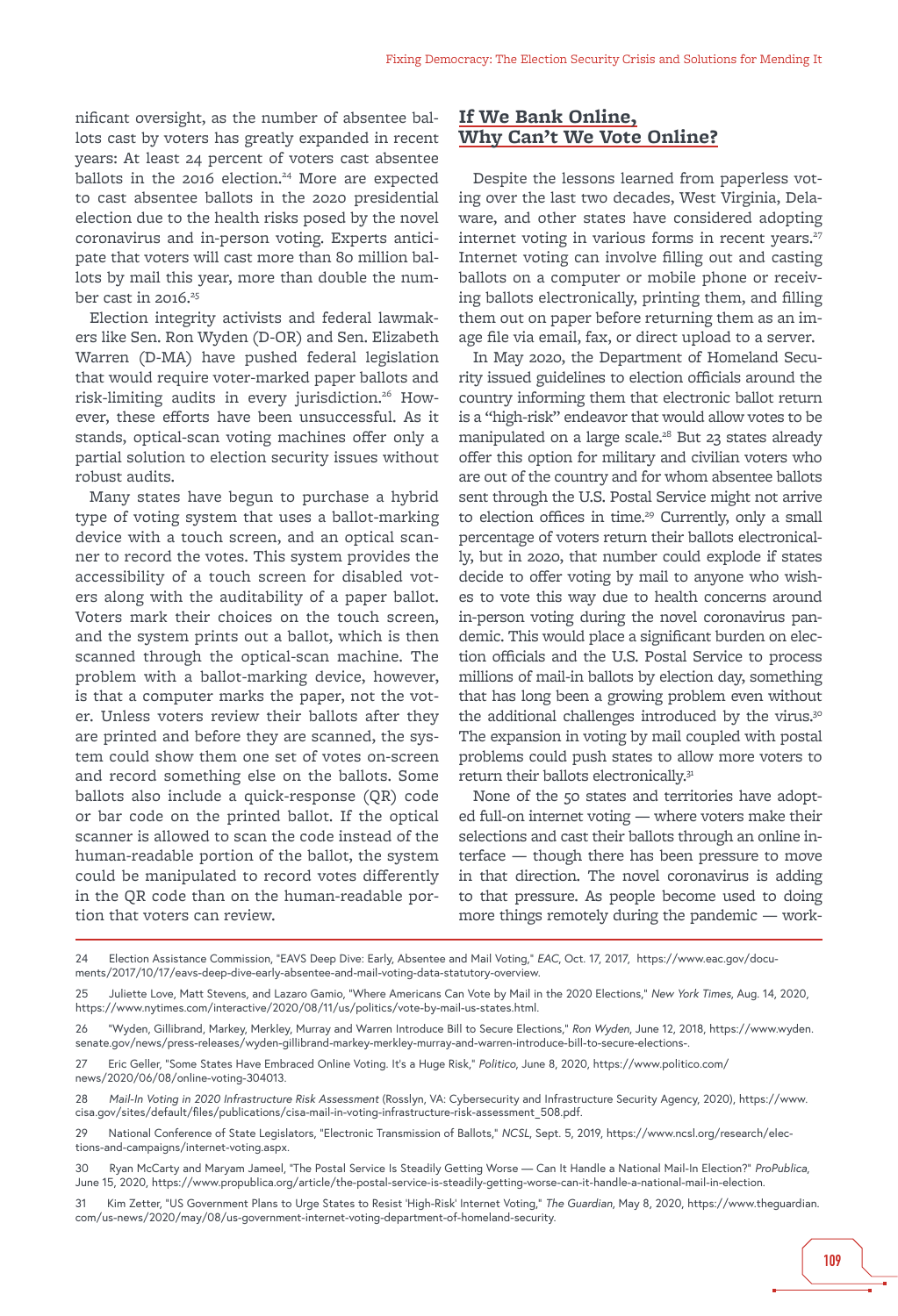nificant oversight, as the number of absentee ballots cast by voters has greatly expanded in recent years: At least 24 percent of voters cast absentee ballots in the 2016 election.[24] More are expected to cast absentee ballots in the 2020 presidential election due to the health risks posed by the novel coronavirus and in-person voting. Experts anticipate that voters will cast more than 80 million ballots by mail this year, more than double the number cast in 2016.[25]

Election integrity activists and federal lawmakers like Sen. Ron Wyden (D-OR) and Sen. Elizabeth Warren (D-MA) have pushed federal legislation that would require voter-marked paper ballots and risk-limiting audits in every jurisdiction.[26] However, these efforts have been unsuccessful. As it stands, optical-scan voting machines offer only a partial solution to election security issues without robust audits.

Many states have begun to purchase a hybrid type of voting system that uses a ballot-marking device with a touch screen, and an optical scanner to record the votes. This system provides the accessibility of a touch screen for disabled voters along with the auditability of a paper ballot. Voters mark their choices on the touch screen, and the system prints out a ballot, which is then scanned through the optical-scan machine. The problem with a ballot-marking device, however, is that a computer marks the paper, not the voter. Unless voters review their ballots after they are printed and before they are scanned, the system could show them one set of votes on-screen and record something else on the ballots. Some ballots also include a quick-response (QR) code or bar code on the printed ballot. If the optical scanner is allowed to scan the code instead of the human-readable portion of the ballot, the system could be manipulated to record votes differently in the QR code than on the human-readable portion that voters can review.

## If We Bank Online, Why Can't We Vote Online?

Despite the lessons learned from paperless voting over the last two decades, West Virginia, Delaware, and other states have considered adopting internet voting in various forms in recent years.[27] Internet voting can involve filling out and casting ballots on a computer or mobile phone or receiving ballots electronically, printing them, and filling them out on paper before returning them as an image file via email, fax, or direct upload to a server.

In May 2020, the Department of Homeland Security issued guidelines to election officials around the country informing them that electronic ballot return is a "high-risk" endeavor that would allow votes to be manipulated on a large scale.[28] But 23 states already offer this option for military and civilian voters who are out of the country and for whom absentee ballots sent through the U.S. Postal Service might not arrive to election offices in time.[29] Currently, only a small percentage of voters return their ballots electronically, but in 2020, that number could explode if states decide to offer voting by mail to anyone who wishes to vote this way due to health concerns around in-person voting during the novel coronavirus pandemic. This would place a significant burden on election officials and the U.S. Postal Service to process millions of mail-in ballots by election day, something that has long been a growing problem even without the additional challenges introduced by the virus.[30] The expansion in voting by mail coupled with postal problems could push states to allow more voters to return their ballots electronically.[31]

None of the 50 states and territories have adopted full-on internet voting — where voters make their selections and cast their ballots through an online interface — though there has been pressure to move in that direction. The novel coronavirus is adding to that pressure. As people become used to doing more things remotely during the pandemic — work-

---

24 Election Assistance Commission, "EAVS Deep Dive: Early, Absentee and Mail Voting," *EAC*, Oct. 17, 2017, https://www.eac.gov/documents/2017/10/17/eavs-deep-dive-early-absentee-and-mail-voting-data-statutory-overview.

25 Juliette Love, Matt Stevens, and Lazaro Gamio, "Where Americans Can Vote by Mail in the 2020 Elections," *New York Times*, Aug. 14, 2020, https://www.nytimes.com/interactive/2020/08/11/us/politics/vote-by-mail-us-states.html.

26 "Wyden, Gillibrand, Markey, Merkley, Murray and Warren Introduce Bill to Secure Elections," *Ron Wyden*, June 12, 2018, https://www.wyden.senate.gov/news/press-releases/wyden-gillibrand-markey-merkley-murray-and-warren-introduce-bill-to-secure-elections-.

27 Eric Geller, "Some States Have Embraced Online Voting. It's a Huge Risk," *Politico*, June 8, 2020, https://www.politico.com/news/2020/06/08/online-voting-304013.

28 *Mail-In Voting in 2020 Infrastructure Risk Assessment* (Rosslyn, VA: Cybersecurity and Infrastructure Security Agency, 2020), https://www.cisa.gov/sites/default/files/publications/cisa-mail-in-voting-infrastructure-risk-assessment_508.pdf.

29 National Conference of State Legislators, "Electronic Transmission of Ballots," *NCSL*, Sept. 5, 2019, https://www.ncsl.org/research/elections-and-campaigns/internet-voting.aspx.

30 Ryan McCarty and Maryam Jameel, "The Postal Service Is Steadily Getting Worse — Can It Handle a National Mail-In Election?" *ProPublica*, June 15, 2020, https://www.propublica.org/article/the-postal-service-is-steadily-getting-worse-can-it-handle-a-national-mail-in-election.

31 Kim Zetter, "US Government Plans to Urge States to Resist 'High-Risk' Internet Voting," *The Guardian*, May 8, 2020, https://www.theguardian.com/us-news/2020/may/08/us-government-internet-voting-department-of-homeland-security.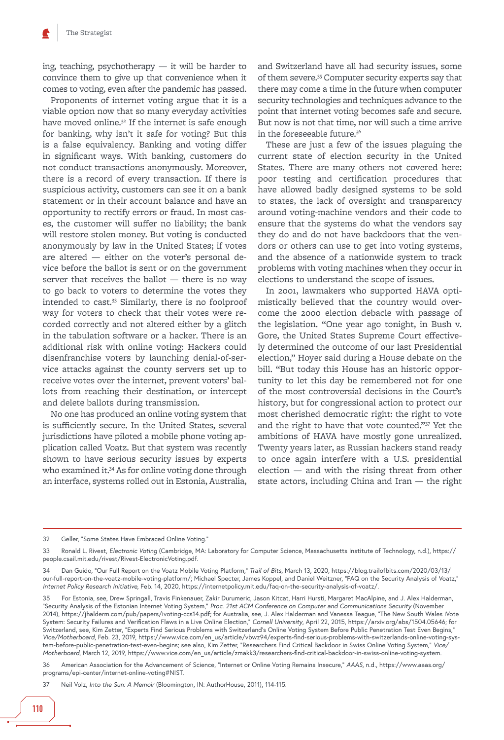ing, teaching, psychotherapy — it will be harder to convince them to give up that convenience when it comes to voting, even after the pandemic has passed.

Proponents of internet voting argue that it is a viable option now that so many everyday activities have moved online.[32] If the internet is safe enough for banking, why isn't it safe for voting? But this is a false equivalency. Banking and voting differ in significant ways. With banking, customers do not conduct transactions anonymously. Moreover, there is a record of every transaction. If there is suspicious activity, customers can see it on a bank statement or in their account balance and have an opportunity to rectify errors or fraud. In most cases, the customer will suffer no liability; the bank will restore stolen money. But voting is conducted anonymously by law in the United States; if votes are altered — either on the voter's personal device before the ballot is sent or on the government server that receives the ballot — there is no way to go back to voters to determine the votes they intended to cast.[33] Similarly, there is no foolproof way for voters to check that their votes were recorded correctly and not altered either by a glitch in the tabulation software or a hacker. There is an additional risk with online voting: Hackers could disenfranchise voters by launching denial-of-service attacks against the county servers set up to receive votes over the internet, prevent voters' ballots from reaching their destination, or intercept and delete ballots during transmission.

No one has produced an online voting system that is sufficiently secure. In the United States, several jurisdictions have piloted a mobile phone voting application called Voatz. But that system was recently shown to have serious security issues by experts who examined it.[34] As for online voting done through an interface, systems rolled out in Estonia, Australia, and Switzerland have all had security issues, some of them severe.[35] Computer security experts say that there may come a time in the future when computer security technologies and techniques advance to the point that internet voting becomes safe and secure. But now is not that time, nor will such a time arrive in the foreseeable future.[36]

These are just a few of the issues plaguing the current state of election security in the United States. There are many others not covered here: poor testing and certification procedures that have allowed badly designed systems to be sold to states, the lack of oversight and transparency around voting-machine vendors and their code to ensure that the systems do what the vendors say they do and do not have backdoors that the vendors or others can use to get into voting systems, and the absence of a nationwide system to track problems with voting machines when they occur in elections to understand the scope of issues.

In 2001, lawmakers who supported HAVA optimistically believed that the country would overcome the 2000 election debacle with passage of the legislation. "One year ago tonight, in Bush v. Gore, the United States Supreme Court effectively determined the outcome of our last Presidential election," Hoyer said during a House debate on the bill. "But today this House has an historic opportunity to let this day be remembered not for one of the most controversial decisions in the Court's history, but for congressional action to protect our most cherished democratic right: the right to vote and the right to have that vote counted."[37] Yet the ambitions of HAVA have mostly gone unrealized. Twenty years later, as Russian hackers stand ready to once again interfere with a U.S. presidential election — and with the rising threat from other state actors, including China and Iran — the right

---

32 Geller, "Some States Have Embraced Online Voting."

33 Ronald L. Rivest, *Electronic Voting* (Cambridge, MA: Laboratory for Computer Science, Massachusetts Institute of Technology, n.d.), https://people.csail.mit.edu/rivest/Rivest-ElectronicVoting.pdf.

34 Dan Guido, "Our Full Report on the Voatz Mobile Voting Platform," *Trail of Bits*, March 13, 2020, https://blog.trailofbits.com/2020/03/13/our-full-report-on-the-voatz-mobile-voting-platform/; Michael Specter, James Koppel, and Daniel Weitzner, "FAQ on the Security Analysis of Voatz," *Internet Policy Research Initiative*, Feb. 14, 2020, https://internetpolicy.mit.edu/faq-on-the-security-analysis-of-voatz/.

35 For Estonia, see, Drew Springall, Travis Finkenauer, Zakir Durumeric, Jason Kitcat, Harri Hursti, Margaret MacAlpine, and J. Alex Halderman, "Security Analysis of the Estonian Internet Voting System," *Proc. 21st ACM Conference on Computer and Communications Security* (November 2014), https://jhalderm.com/pub/papers/ivoting-ccs14.pdf; for Australia, see, J. Alex Halderman and Vanessa Teague, "The New South Wales iVote System: Security Failures and Verification Flaws in a Live Online Election," *Cornell University*, April 22, 2015, https://arxiv.org/abs/1504.05646; for Switzerland, see, Kim Zetter, "Experts Find Serious Problems with Switzerland's Online Voting System Before Public Penetration Test Even Begins," *Vice/Motherboard*, Feb. 23, 2019, https://www.vice.com/en_us/article/vbwz94/experts-find-serious-problems-with-switzerlands-online-voting-system-before-public-penetration-test-even-begins; see also, Kim Zetter, "Researchers Find Critical Backdoor in Swiss Online Voting System," *Vice/Motherboard*, March 12, 2019, https://www.vice.com/en_us/article/zmakk3/researchers-find-critical-backdoor-in-swiss-online-voting-system.

36 American Association for the Advancement of Science, "Internet or Online Voting Remains Insecure," *AAAS*, n.d., https://www.aaas.org/programs/epi-center/internet-online-voting#NIST.

37 Neil Volz, *Into the Sun: A Memoir* (Bloomington, IN: AuthorHouse, 2011), 114-115.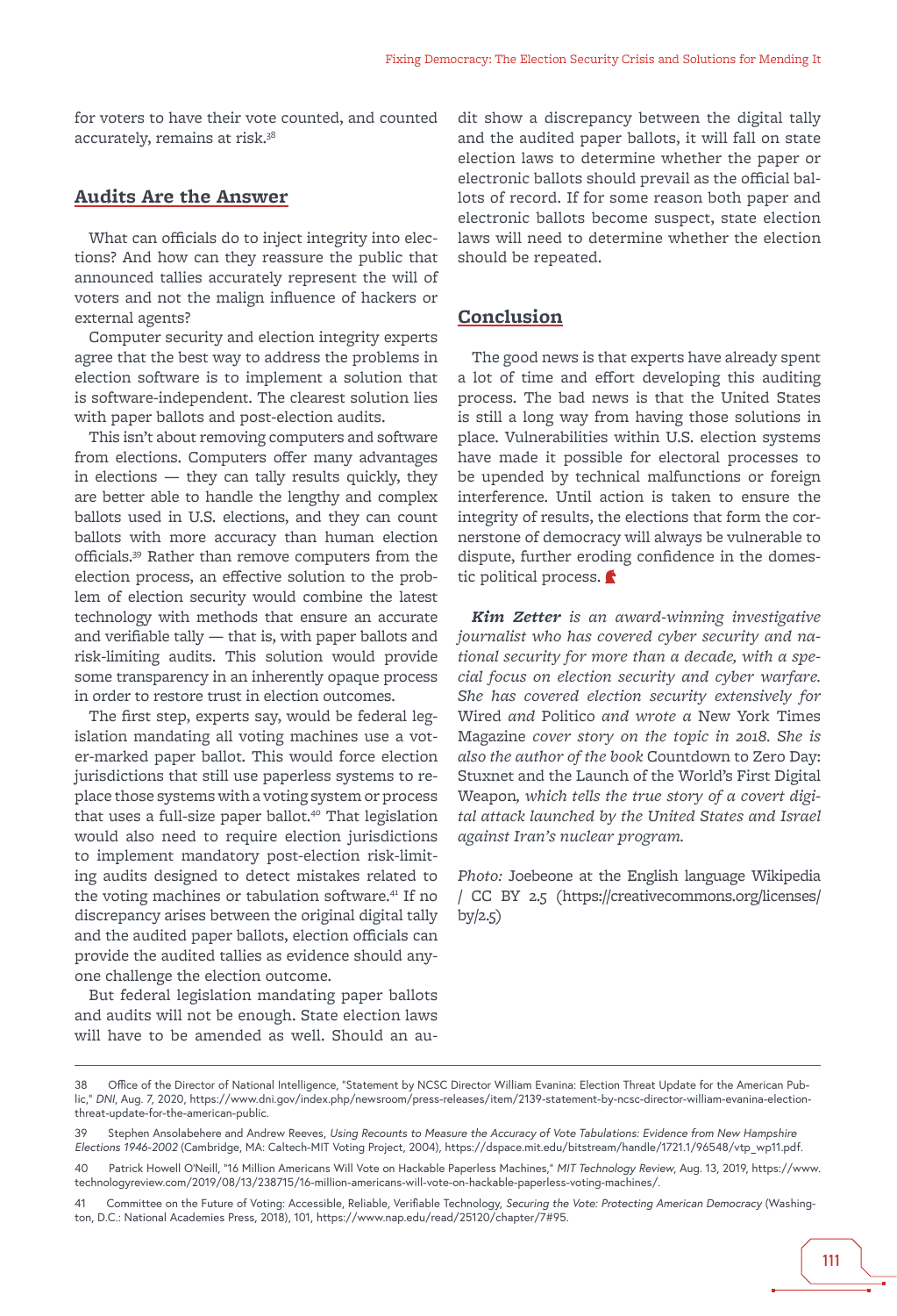for voters to have their vote counted, and counted accurately, remains at risk.[38]

## Audits Are the Answer

What can officials do to inject integrity into elections? And how can they reassure the public that announced tallies accurately represent the will of voters and not the malign influence of hackers or external agents?

Computer security and election integrity experts agree that the best way to address the problems in election software is to implement a solution that is software-independent. The clearest solution lies with paper ballots and post-election audits.

This isn't about removing computers and software from elections. Computers offer many advantages in elections — they can tally results quickly, they are better able to handle the lengthy and complex ballots used in U.S. elections, and they can count ballots with more accuracy than human election officials.[39] Rather than remove computers from the election process, an effective solution to the problem of election security would combine the latest technology with methods that ensure an accurate and verifiable tally — that is, with paper ballots and risk-limiting audits. This solution would provide some transparency in an inherently opaque process in order to restore trust in election outcomes.

The first step, experts say, would be federal legislation mandating all voting machines use a voter-marked paper ballot. This would force election jurisdictions that still use paperless systems to replace those systems with a voting system or process that uses a full-size paper ballot.[40] That legislation would also need to require election jurisdictions to implement mandatory post-election risk-limiting audits designed to detect mistakes related to the voting machines or tabulation software.[41] If no discrepancy arises between the original digital tally and the audited paper ballots, election officials can provide the audited tallies as evidence should anyone challenge the election outcome.

But federal legislation mandating paper ballots and audits will not be enough. State election laws will have to be amended as well. Should an audit show a discrepancy between the digital tally and the audited paper ballots, it will fall on state election laws to determine whether the paper or electronic ballots should prevail as the official ballots of record. If for some reason both paper and electronic ballots become suspect, state election laws will need to determine whether the election should be repeated.

## Conclusion

The good news is that experts have already spent a lot of time and effort developing this auditing process. The bad news is that the United States is still a long way from having those solutions in place. Vulnerabilities within U.S. election systems have made it possible for electoral processes to be upended by technical malfunctions or foreign interference. Until action is taken to ensure the integrity of results, the elections that form the cornerstone of democracy will always be vulnerable to dispute, further eroding confidence in the domestic political process.

***Kim Zetter*** *is an award-winning investigative journalist who has covered cyber security and national security for more than a decade, with a special focus on election security and cyber warfare. She has covered election security extensively for* Wired *and* Politico *and wrote a* New York Times Magazine *cover story on the topic in 2018. She is also the author of the book* Countdown to Zero Day: Stuxnet and the Launch of the World's First Digital Weapon*, which tells the true story of a covert digital attack launched by the United States and Israel against Iran's nuclear program.*

*Photo:* Joebeone at the English language Wikipedia / CC BY 2.5 (https://creativecommons.org/licenses/by/2.5)

---

38 Office of the Director of National Intelligence, "Statement by NCSC Director William Evanina: Election Threat Update for the American Public," *DNI*, Aug. 7, 2020, https://www.dni.gov/index.php/newsroom/press-releases/item/2139-statement-by-ncsc-director-william-evanina-election-threat-update-for-the-american-public.

39 Stephen Ansolabehere and Andrew Reeves, *Using Recounts to Measure the Accuracy of Vote Tabulations: Evidence from New Hampshire Elections 1946-2002* (Cambridge, MA: Caltech-MIT Voting Project, 2004), https://dspace.mit.edu/bitstream/handle/1721.1/96548/vtp_wp11.pdf.

40 Patrick Howell O'Neill, "16 Million Americans Will Vote on Hackable Paperless Machines," *MIT Technology Review*, Aug. 13, 2019, https://www.technologyreview.com/2019/08/13/238715/16-million-americans-will-vote-on-hackable-paperless-voting-machines/.

41 Committee on the Future of Voting: Accessible, Reliable, Verifiable Technology, *Securing the Vote: Protecting American Democracy* (Washington, D.C.: National Academies Press, 2018), 101, https://www.nap.edu/read/25120/chapter/7#95.